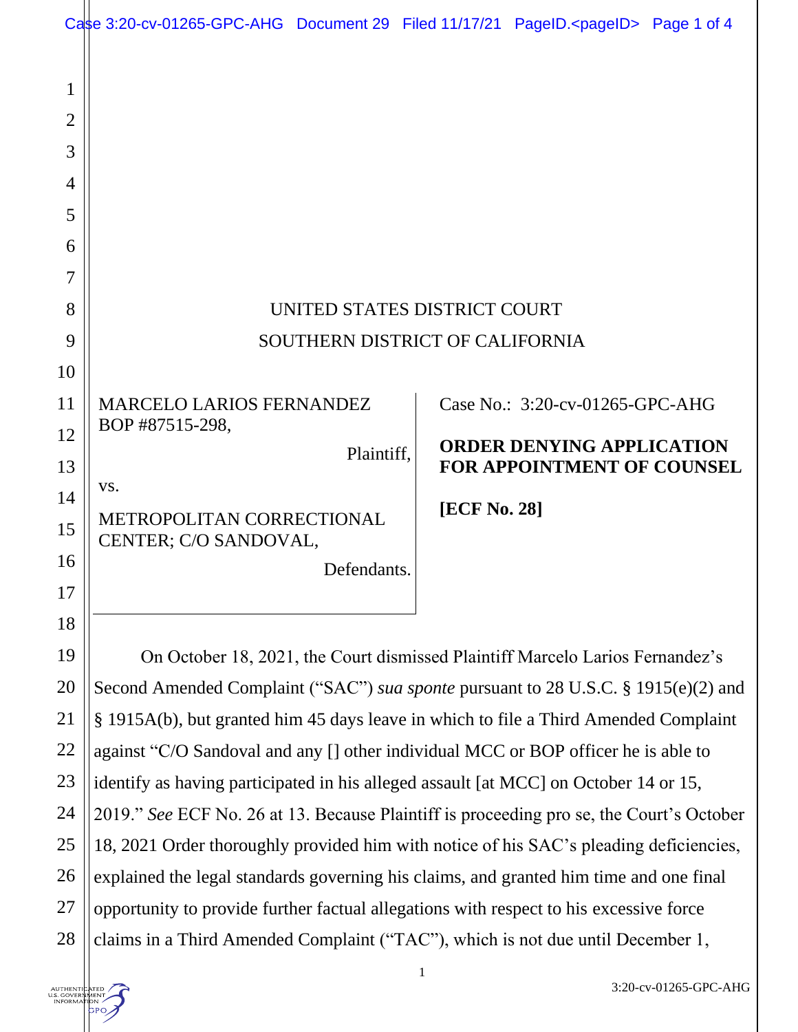UNITED STATES DISTRICT COURT

SOUTHERN DISTRICT OF CALIFORNIA

MARCELO LARIOS FERNANDEZ BOP #87515-298,

Plaintiff,

vs.

METROPOLITAN CORRECTIONAL CENTER; C/O SANDOVAL,

Defendants.

Case No.: 3:20-cv-01265-GPC-AHG

**ORDER DENYING APPLICATION FOR APPOINTMENT OF COUNSEL**

**[ECF No. 28]**

On October 18, 2021, the Court dismissed Plaintiff Marcelo Larios Fernandez's Second Amended Complaint ("SAC") *sua sponte* pursuant to 28 U.S.C. § 1915(e)(2) and § 1915A(b), but granted him 45 days leave in which to file a Third Amended Complaint against "C/O Sandoval and any [] other individual MCC or BOP officer he is able to identify as having participated in his alleged assault [at MCC] on October 14 or 15, 2019." *See* ECF No. 26 at 13. Because Plaintiff is proceeding pro se, the Court's October 18, 2021 Order thoroughly provided him with notice of his SAC's pleading deficiencies, explained the legal standards governing his claims, and granted him time and one final opportunity to provide further factual allegations with respect to his excessive force claims in a Third Amended Complaint ("TAC"), which is not due until December 1,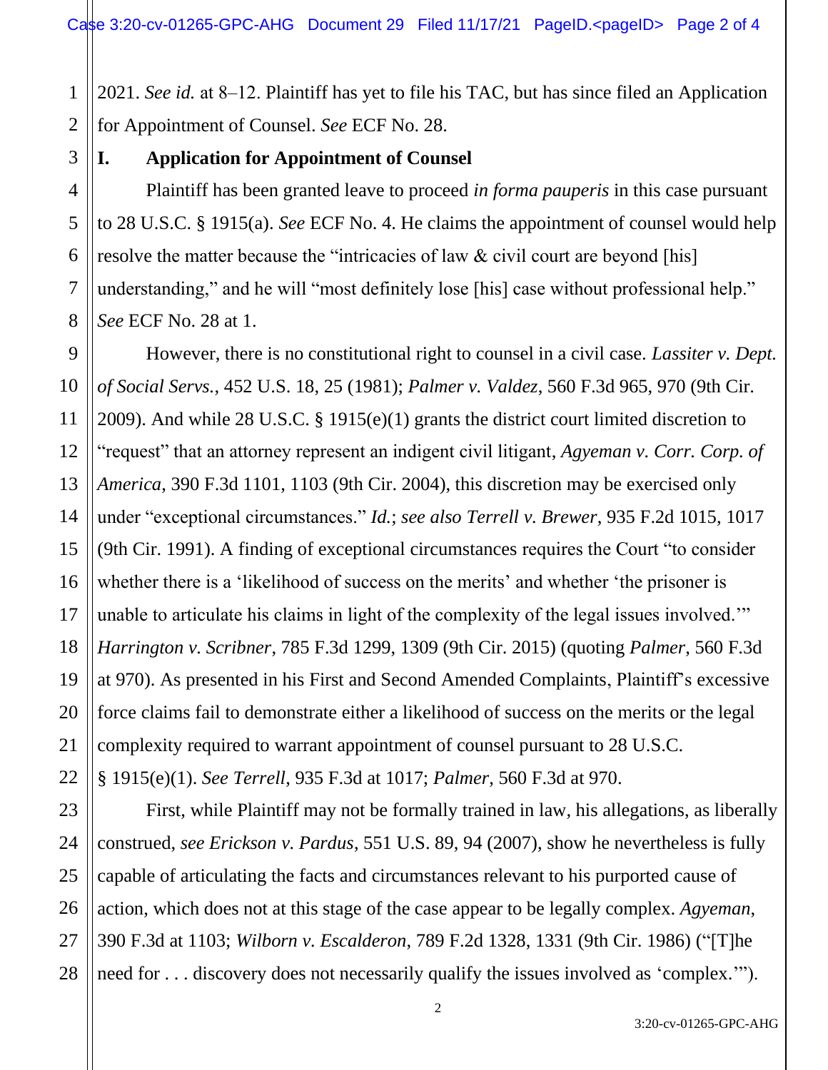2021. *See id.* at 8–12. Plaintiff has yet to file his TAC, but has since filed an Application for Appointment of Counsel. *See* ECF No. 28.

## I. Application for Appointment of Counsel

Plaintiff has been granted leave to proceed *in forma pauperis* in this case pursuant to 28 U.S.C. § 1915(a). *See* ECF No. 4. He claims the appointment of counsel would help resolve the matter because the "intricacies of law & civil court are beyond [his] understanding," and he will "most definitely lose [his] case without professional help." *See* ECF No. 28 at 1.

However, there is no constitutional right to counsel in a civil case. *Lassiter v. Dept. of Social Servs.*, 452 U.S. 18, 25 (1981); *Palmer v. Valdez*, 560 F.3d 965, 970 (9th Cir. 2009). And while 28 U.S.C. § 1915(e)(1) grants the district court limited discretion to "request" that an attorney represent an indigent civil litigant, *Agyeman v. Corr. Corp. of America*, 390 F.3d 1101, 1103 (9th Cir. 2004), this discretion may be exercised only under "exceptional circumstances." *Id.*; *see also Terrell v. Brewer*, 935 F.2d 1015, 1017 (9th Cir. 1991). A finding of exceptional circumstances requires the Court "to consider whether there is a 'likelihood of success on the merits' and whether 'the prisoner is unable to articulate his claims in light of the complexity of the legal issues involved.'" *Harrington v. Scribner*, 785 F.3d 1299, 1309 (9th Cir. 2015) (quoting *Palmer*, 560 F.3d at 970). As presented in his First and Second Amended Complaints, Plaintiff's excessive force claims fail to demonstrate either a likelihood of success on the merits or the legal complexity required to warrant appointment of counsel pursuant to 28 U.S.C. § 1915(e)(1). *See Terrell*, 935 F.3d at 1017; *Palmer*, 560 F.3d at 970.

First, while Plaintiff may not be formally trained in law, his allegations, as liberally construed, *see Erickson v. Pardus*, 551 U.S. 89, 94 (2007), show he nevertheless is fully capable of articulating the facts and circumstances relevant to his purported cause of action, which does not at this stage of the case appear to be legally complex. *Agyeman*, 390 F.3d at 1103; *Wilborn v. Escalderon*, 789 F.2d 1328, 1331 (9th Cir. 1986) ("[T]he need for . . . discovery does not necessarily qualify the issues involved as 'complex.'").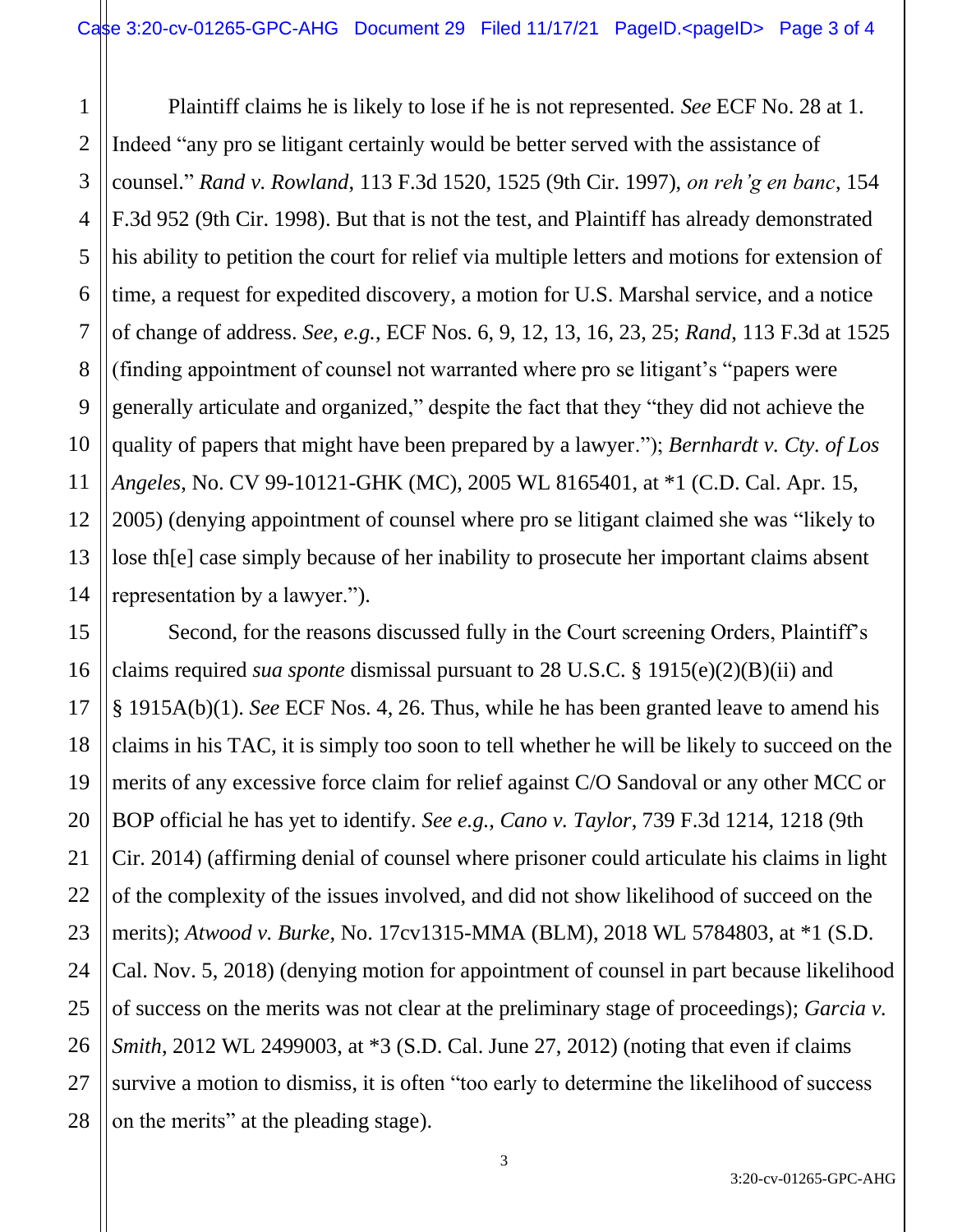Plaintiff claims he is likely to lose if he is not represented. *See* ECF No. 28 at 1. Indeed "any pro se litigant certainly would be better served with the assistance of counsel." *Rand v. Rowland*, 113 F.3d 1520, 1525 (9th Cir. 1997), *on reh'g en banc*, 154 F.3d 952 (9th Cir. 1998). But that is not the test, and Plaintiff has already demonstrated his ability to petition the court for relief via multiple letters and motions for extension of time, a request for expedited discovery, a motion for U.S. Marshal service, and a notice of change of address. *See, e.g.*, ECF Nos. 6, 9, 12, 13, 16, 23, 25; *Rand*, 113 F.3d at 1525 (finding appointment of counsel not warranted where pro se litigant's "papers were generally articulate and organized," despite the fact that they "they did not achieve the quality of papers that might have been prepared by a lawyer."); *Bernhardt v. Cty. of Los Angeles*, No. CV 99-10121-GHK (MC), 2005 WL 8165401, at *1 (C.D. Cal. Apr. 15, 2005) (denying appointment of counsel where pro se litigant claimed she was "likely to lose th[e] case simply because of her inability to prosecute her important claims absent representation by a lawyer.").

Second, for the reasons discussed fully in the Court screening Orders, Plaintiff's claims required *sua sponte* dismissal pursuant to 28 U.S.C. § 1915(e)(2)(B)(ii) and § 1915A(b)(1). *See* ECF Nos. 4, 26. Thus, while he has been granted leave to amend his claims in his TAC, it is simply too soon to tell whether he will be likely to succeed on the merits of any excessive force claim for relief against C/O Sandoval or any other MCC or BOP official he has yet to identify. *See e.g., Cano v. Taylor*, 739 F.3d 1214, 1218 (9th Cir. 2014) (affirming denial of counsel where prisoner could articulate his claims in light of the complexity of the issues involved, and did not show likelihood of succeed on the merits); *Atwood v. Burke*, No. 17cv1315-MMA (BLM), 2018 WL 5784803, at *1 (S.D. Cal. Nov. 5, 2018) (denying motion for appointment of counsel in part because likelihood of success on the merits was not clear at the preliminary stage of proceedings); *Garcia v. Smith*, 2012 WL 2499003, at *3 (S.D. Cal. June 27, 2012) (noting that even if claims survive a motion to dismiss, it is often "too early to determine the likelihood of success on the merits" at the pleading stage).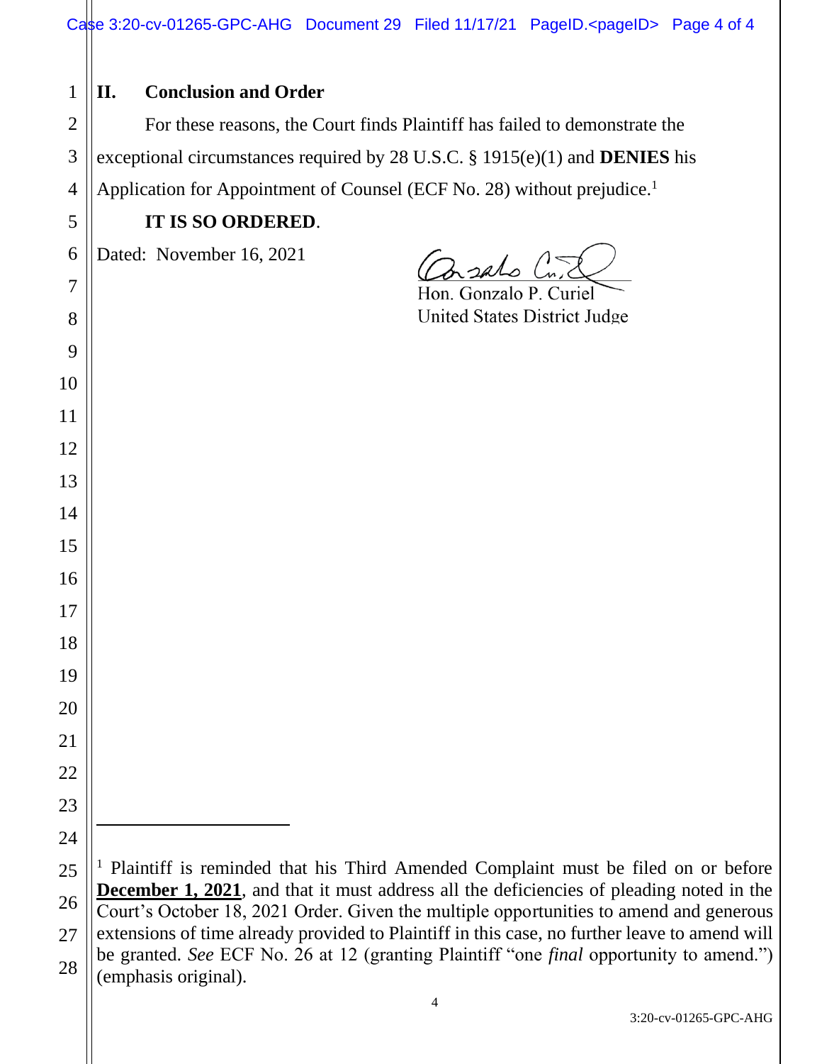## II. Conclusion and Order

For these reasons, the Court finds Plaintiff has failed to demonstrate the exceptional circumstances required by 28 U.S.C. § 1915(e)(1) and **DENIES** his Application for Appointment of Counsel (ECF No. 28) without prejudice.[1]

**IT IS SO ORDERED**.

Dated: November 16, 2021

Hon. Gonzalo P. Curiel
United States District Judge

---

[1] Plaintiff is reminded that his Third Amended Complaint must be filed on or before **December 1, 2021**, and that it must address all the deficiencies of pleading noted in the Court's October 18, 2021 Order. Given the multiple opportunities to amend and generous extensions of time already provided to Plaintiff in this case, no further leave to amend will be granted. *See* ECF No. 26 at 12 (granting Plaintiff "one *final* opportunity to amend.") (emphasis original).